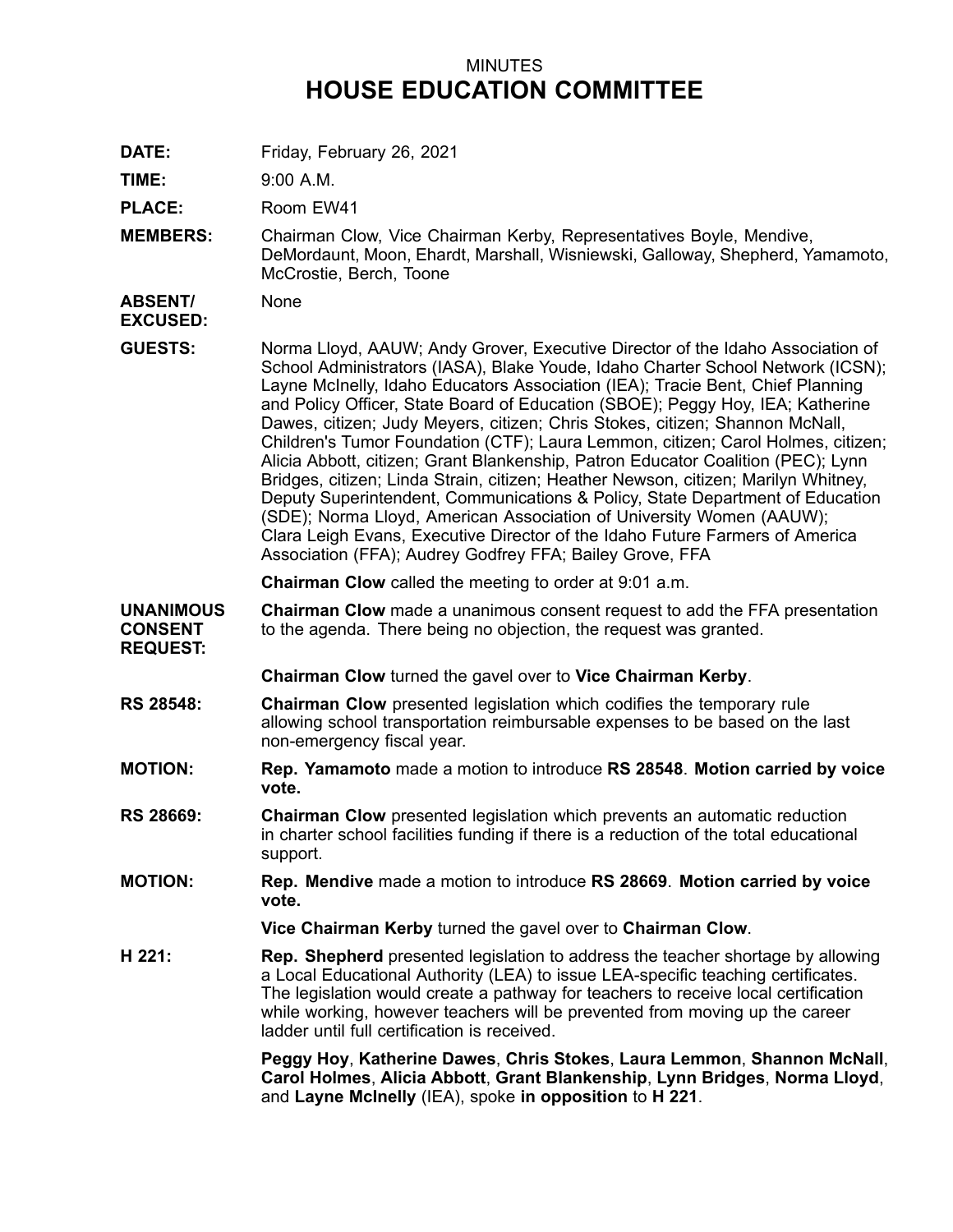MINUTES

# HOUSE EDUCATION COMMITTEE

**DATE:** Friday, February 26, 2021

**TIME:** 9:00 A.M.

**PLACE:** Room EW41

**MEMBERS:** Chairman Clow, Vice Chairman Kerby, Representatives Boyle, Mendive, DeMordaunt, Moon, Ehardt, Marshall, Wisniewski, Galloway, Shepherd, Yamamoto, McCrostie, Berch, Toone

**ABSENT/ EXCUSED:** None

**GUESTS:** Norma Lloyd, AAUW; Andy Grover, Executive Director of the Idaho Association of School Administrators (IASA), Blake Youde, Idaho Charter School Network (ICSN); Layne McInelly, Idaho Educators Association (IEA); Tracie Bent, Chief Planning and Policy Officer, State Board of Education (SBOE); Peggy Hoy, IEA; Katherine Dawes, citizen; Judy Meyers, citizen; Chris Stokes, citizen; Shannon McNall, Children's Tumor Foundation (CTF); Laura Lemmon, citizen; Carol Holmes, citizen; Alicia Abbott, citizen; Grant Blankenship, Patron Educator Coalition (PEC); Lynn Bridges, citizen; Linda Strain, citizen; Heather Newson, citizen; Marilyn Whitney, Deputy Superintendent, Communications & Policy, State Department of Education (SDE); Norma Lloyd, American Association of University Women (AAUW); Clara Leigh Evans, Executive Director of the Idaho Future Farmers of America Association (FFA); Audrey Godfrey FFA; Bailey Grove, FFA

**Chairman Clow** called the meeting to order at 9:01 a.m.

**UNANIMOUS CONSENT REQUEST:** **Chairman Clow** made a unanimous consent request to add the FFA presentation to the agenda. There being no objection, the request was granted.

**Chairman Clow** turned the gavel over to **Vice Chairman Kerby**.

**RS 28548:** **Chairman Clow** presented legislation which codifies the temporary rule allowing school transportation reimbursable expenses to be based on the last non-emergency fiscal year.

**MOTION:** **Rep. Yamamoto** made a motion to introduce **RS 28548**. **Motion carried by voice vote.**

**RS 28669:** **Chairman Clow** presented legislation which prevents an automatic reduction in charter school facilities funding if there is a reduction of the total educational support.

**MOTION:** **Rep. Mendive** made a motion to introduce **RS 28669**. **Motion carried by voice vote.**

**Vice Chairman Kerby** turned the gavel over to **Chairman Clow**.

**H 221:** **Rep. Shepherd** presented legislation to address the teacher shortage by allowing a Local Educational Authority (LEA) to issue LEA-specific teaching certificates. The legislation would create a pathway for teachers to receive local certification while working, however teachers will be prevented from moving up the career ladder until full certification is received.

**Peggy Hoy**, **Katherine Dawes**, **Chris Stokes**, **Laura Lemmon**, **Shannon McNall**, **Carol Holmes**, **Alicia Abbott**, **Grant Blankenship**, **Lynn Bridges**, **Norma Lloyd**, and **Layne McInelly** (IEA), spoke **in opposition** to **H 221**.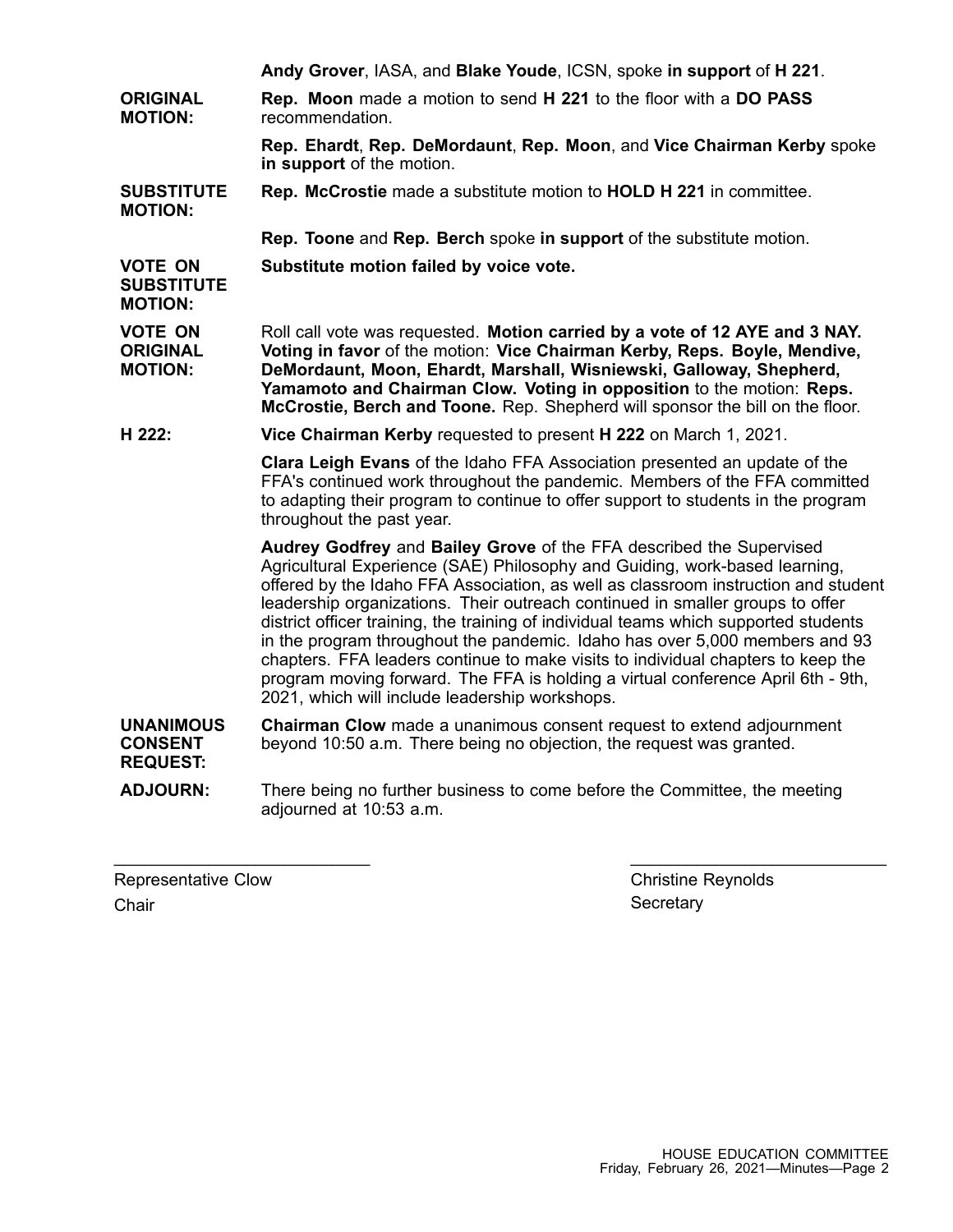**Andy Grover**, IASA, and **Blake Youde**, ICSN, spoke **in support** of **H 221**.

**ORIGINAL MOTION:** **Rep. Moon** made a motion to send **H 221** to the floor with a **DO PASS** recommendation.

**Rep. Ehardt**, **Rep. DeMordaunt**, **Rep. Moon**, and **Vice Chairman Kerby** spoke **in support** of the motion.

**SUBSTITUTE MOTION:** **Rep. McCrostie** made a substitute motion to **HOLD H 221** in committee.

**Rep. Toone** and **Rep. Berch** spoke **in support** of the substitute motion.

**VOTE ON SUBSTITUTE MOTION:** **Substitute motion failed by voice vote.**

**VOTE ON ORIGINAL MOTION:** Roll call vote was requested. **Motion carried by a vote of 12 AYE and 3 NAY. Voting in favor** of the motion: **Vice Chairman Kerby, Reps. Boyle, Mendive, DeMordaunt, Moon, Ehardt, Marshall, Wisniewski, Galloway, Shepherd, Yamamoto and Chairman Clow. Voting in opposition** to the motion: **Reps. McCrostie, Berch and Toone.** Rep. Shepherd will sponsor the bill on the floor.

**H 222:** **Vice Chairman Kerby** requested to present **H 222** on March 1, 2021.

**Clara Leigh Evans** of the Idaho FFA Association presented an update of the FFA's continued work throughout the pandemic. Members of the FFA committed to adapting their program to continue to offer support to students in the program throughout the past year.

**Audrey Godfrey** and **Bailey Grove** of the FFA described the Supervised Agricultural Experience (SAE) Philosophy and Guiding, work-based learning, offered by the Idaho FFA Association, as well as classroom instruction and student leadership organizations. Their outreach continued in smaller groups to offer district officer training, the training of individual teams which supported students in the program throughout the pandemic. Idaho has over 5,000 members and 93 chapters. FFA leaders continue to make visits to individual chapters to keep the program moving forward. The FFA is holding a virtual conference April 6th - 9th, 2021, which will include leadership workshops.

**UNANIMOUS CONSENT REQUEST:** **Chairman Clow** made a unanimous consent request to extend adjournment beyond 10:50 a.m. There being no objection, the request was granted.

**ADJOURN:** There being no further business to come before the Committee, the meeting adjourned at 10:53 a.m.

___________________________
Representative Clow
Chair

___________________________
Christine Reynolds
Secretary